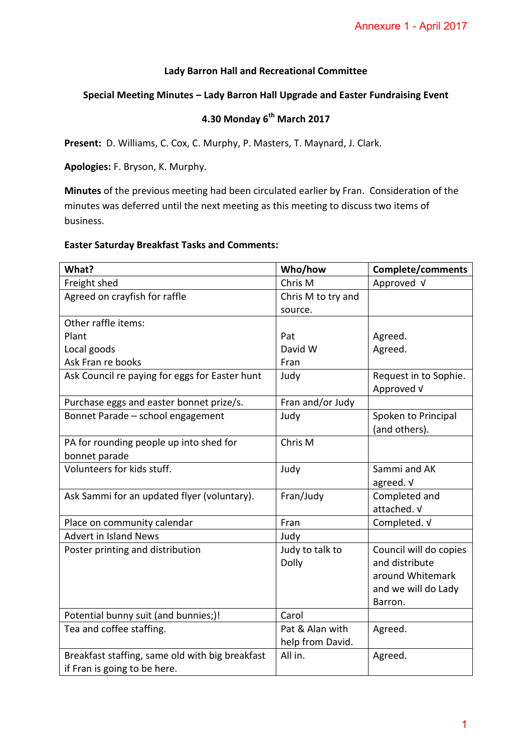Annexure 1 - April 2017

**Lady Barron Hall and Recreational Committee**

**Special Meeting Minutes – Lady Barron Hall Upgrade and Easter Fundraising Event**

**4.30 Monday 6th March 2017**

**Present:** D. Williams, C. Cox, C. Murphy, P. Masters, T. Maynard, J. Clark.

**Apologies:** F. Bryson, K. Murphy.

**Minutes** of the previous meeting had been circulated earlier by Fran. Consideration of the minutes was deferred until the next meeting as this meeting to discuss two items of business.

**Easter Saturday Breakfast Tasks and Comments:**

| What? | Who/how | Complete/comments |
|---|---|---|
| Freight shed | Chris M | Approved √ |
| Agreed on crayfish for raffle | Chris M to try and source. | |
| Other raffle items:<br>Plant<br>Local goods<br>Ask Fran re books | <br>Pat<br>David W<br>Fran | <br>Agreed.<br>Agreed. |
| Ask Council re paying for eggs for Easter hunt | Judy | Request in to Sophie. Approved √ |
| Purchase eggs and easter bonnet prize/s. | Fran and/or Judy | |
| Bonnet Parade – school engagement | Judy | Spoken to Principal (and others). |
| PA for rounding people up into shed for bonnet parade | Chris M | |
| Volunteers for kids stuff. | Judy | Sammi and AK agreed. √ |
| Ask Sammi for an updated flyer (voluntary). | Fran/Judy | Completed and attached. √ |
| Place on community calendar | Fran | Completed. √ |
| Advert in Island News | Judy | |
| Poster printing and distribution | Judy to talk to Dolly | Council will do copies and distribute around Whitemark and we will do Lady Barron. |
| Potential bunny suit (and bunnies;)! | Carol | |
| Tea and coffee staffing. | Pat & Alan with help from David. | Agreed. |
| Breakfast staffing, same old with big breakfast if Fran is going to be here. | All in. | Agreed. |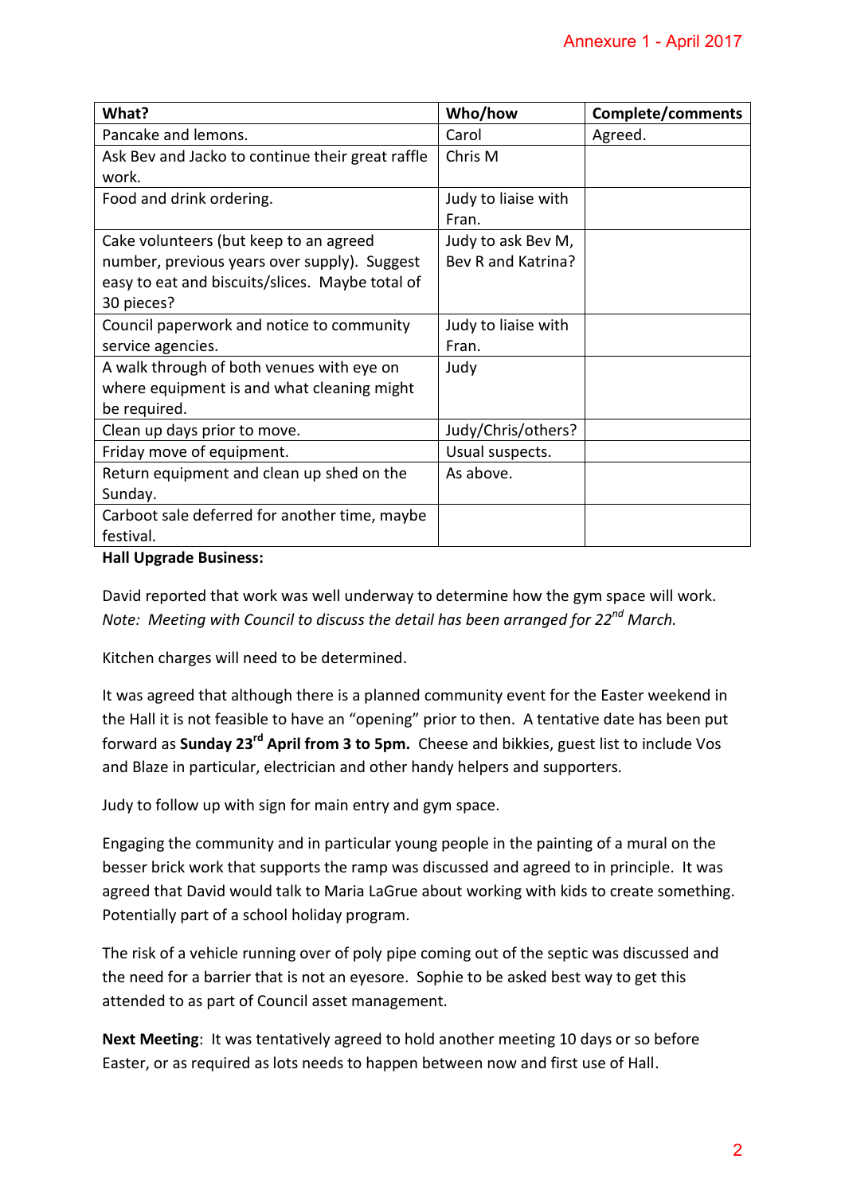| What? | Who/how | Complete/comments |
| --- | --- | --- |
| Pancake and lemons. | Carol | Agreed. |
| Ask Bev and Jacko to continue their great raffle work. | Chris M | |
| Food and drink ordering. | Judy to liaise with Fran. | |
| Cake volunteers (but keep to an agreed number, previous years over supply). Suggest easy to eat and biscuits/slices. Maybe total of 30 pieces? | Judy to ask Bev M, Bev R and Katrina? | |
| Council paperwork and notice to community service agencies. | Judy to liaise with Fran. | |
| A walk through of both venues with eye on where equipment is and what cleaning might be required. | Judy | |
| Clean up days prior to move. | Judy/Chris/others? | |
| Friday move of equipment. | Usual suspects. | |
| Return equipment and clean up shed on the Sunday. | As above. | |
| Carboot sale deferred for another time, maybe festival. | | |

**Hall Upgrade Business:**

David reported that work was well underway to determine how the gym space will work. *Note: Meeting with Council to discuss the detail has been arranged for 22nd March.*

Kitchen charges will need to be determined.

It was agreed that although there is a planned community event for the Easter weekend in the Hall it is not feasible to have an "opening" prior to then. A tentative date has been put forward as **Sunday 23rd April from 3 to 5pm.** Cheese and bikkies, guest list to include Vos and Blaze in particular, electrician and other handy helpers and supporters.

Judy to follow up with sign for main entry and gym space.

Engaging the community and in particular young people in the painting of a mural on the besser brick work that supports the ramp was discussed and agreed to in principle. It was agreed that David would talk to Maria LaGrue about working with kids to create something. Potentially part of a school holiday program.

The risk of a vehicle running over of poly pipe coming out of the septic was discussed and the need for a barrier that is not an eyesore. Sophie to be asked best way to get this attended to as part of Council asset management.

**Next Meeting**: It was tentatively agreed to hold another meeting 10 days or so before Easter, or as required as lots needs to happen between now and first use of Hall.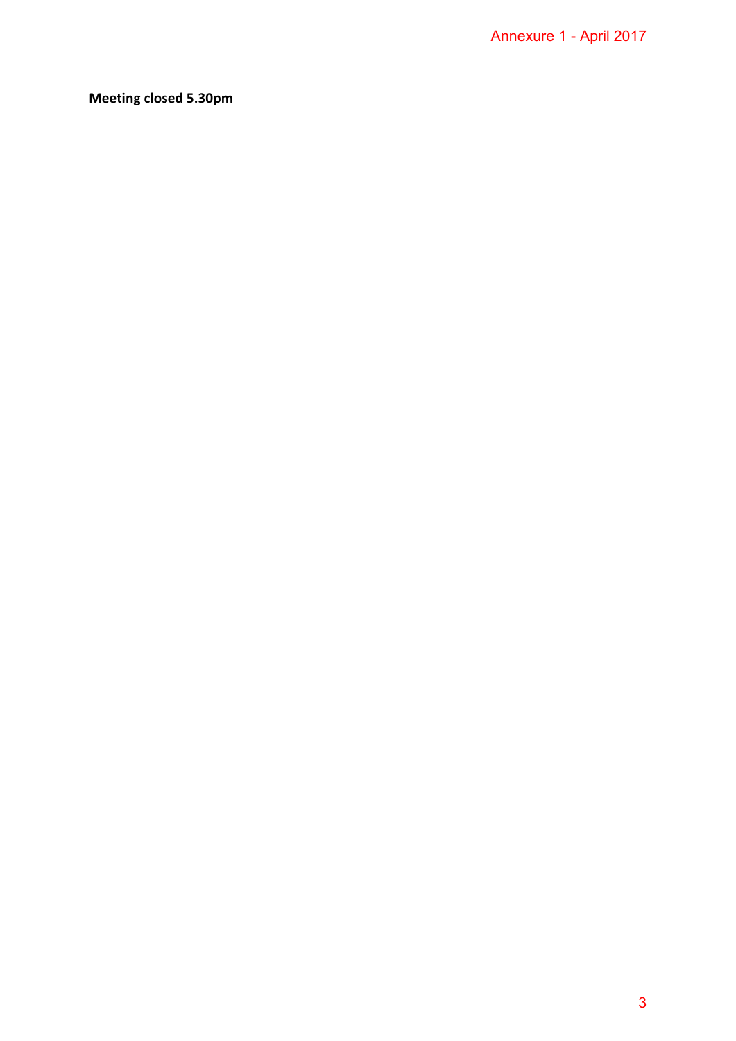**Meeting closed 5.30pm**